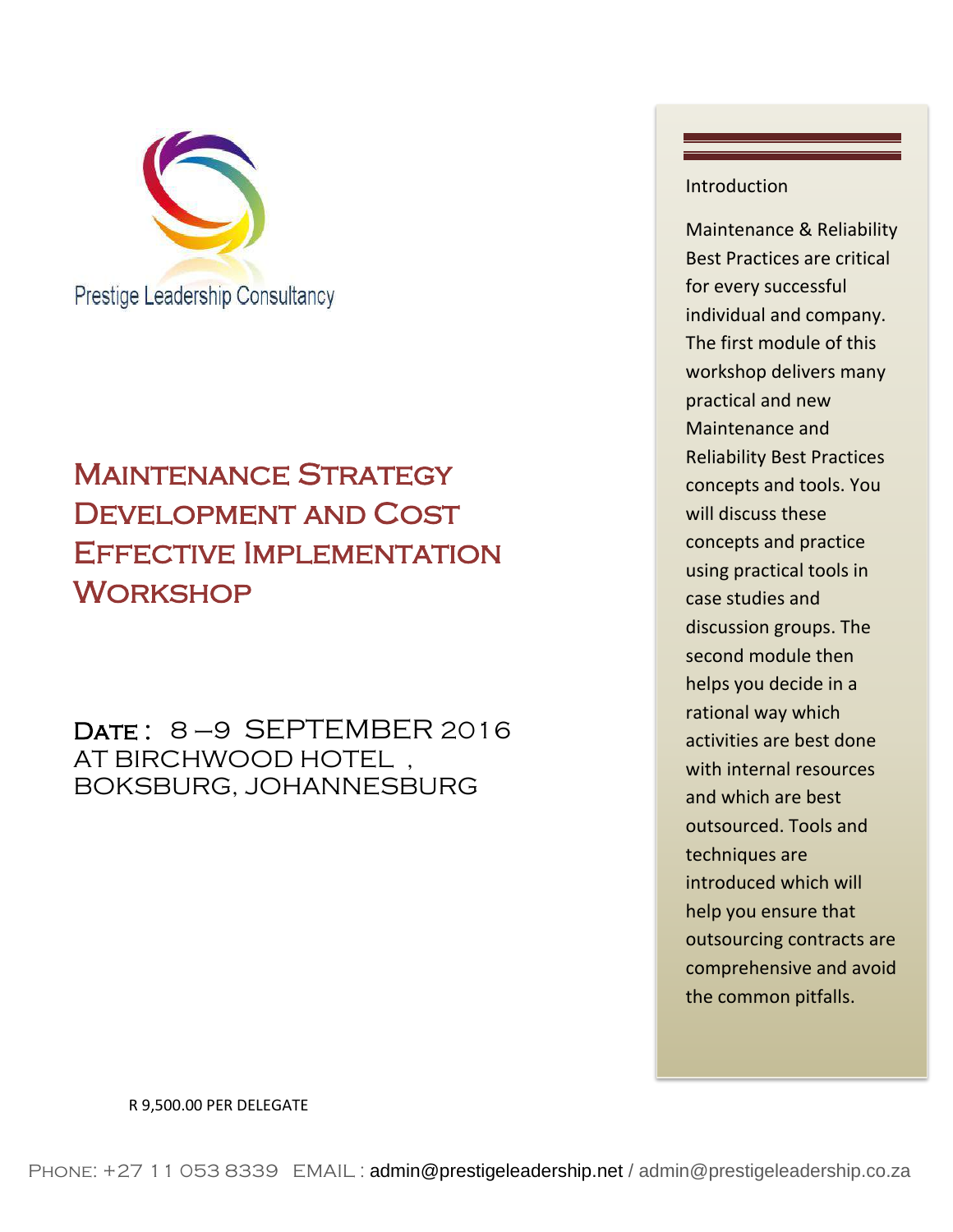Prestige Leadership Consultancy

# Maintenance Strategy Development and Cost Effective Implementation Workshop

**Date : 8 –9 SEPTEMBER 2016**
**AT BIRCHWOOD HOTEL , BOKSBURG, JOHANNESBURG**

## Introduction

Maintenance & Reliability Best Practices are critical for every successful individual and company. The first module of this workshop delivers many practical and new Maintenance and Reliability Best Practices concepts and tools. You will discuss these concepts and practice using practical tools in case studies and discussion groups. The second module then helps you decide in a rational way which activities are best done with internal resources and which are best outsourced. Tools and techniques are introduced which will help you ensure that outsourcing contracts are comprehensive and avoid the common pitfalls.

R 9,500.00 PER DELEGATE

PHONE: +27 11 053 8339 EMAIL : admin@prestigeleadership.net / admin@prestigeleadership.co.za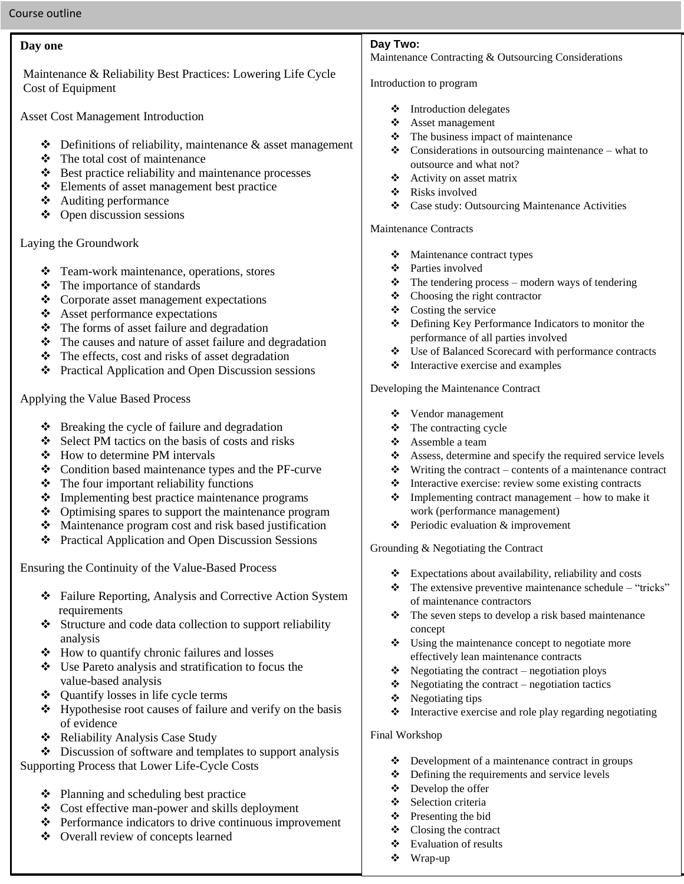Course outline

## Day one

Maintenance & Reliability Best Practices: Lowering Life Cycle Cost of Equipment

### Asset Cost Management Introduction

- Definitions of reliability, maintenance & asset management
- The total cost of maintenance
- Best practice reliability and maintenance processes
- Elements of asset management best practice
- Auditing performance
- Open discussion sessions

### Laying the Groundwork

- Team-work maintenance, operations, stores
- The importance of standards
- Corporate asset management expectations
- Asset performance expectations
- The forms of asset failure and degradation
- The causes and nature of asset failure and degradation
- The effects, cost and risks of asset degradation
- Practical Application and Open Discussion sessions

### Applying the Value Based Process

- Breaking the cycle of failure and degradation
- Select PM tactics on the basis of costs and risks
- How to determine PM intervals
- Condition based maintenance types and the PF-curve
- The four important reliability functions
- Implementing best practice maintenance programs
- Optimising spares to support the maintenance program
- Maintenance program cost and risk based justification
- Practical Application and Open Discussion Sessions

### Ensuring the Continuity of the Value-Based Process

- Failure Reporting, Analysis and Corrective Action System requirements
- Structure and code data collection to support reliability analysis
- How to quantify chronic failures and losses
- Use Pareto analysis and stratification to focus the value-based analysis
- Quantify losses in life cycle terms
- Hypothesise root causes of failure and verify on the basis of evidence
- Reliability Analysis Case Study
- Discussion of software and templates to support analysis

### Supporting Process that Lower Life-Cycle Costs

- Planning and scheduling best practice
- Cost effective man-power and skills deployment
- Performance indicators to drive continuous improvement
- Overall review of concepts learned

## Day Two:

Maintenance Contracting & Outsourcing Considerations

### Introduction to program

- Introduction delegates
- Asset management
- The business impact of maintenance
- Considerations in outsourcing maintenance – what to outsource and what not?
- Activity on asset matrix
- Risks involved
- Case study: Outsourcing Maintenance Activities

### Maintenance Contracts

- Maintenance contract types
- Parties involved
- The tendering process – modern ways of tendering
- Choosing the right contractor
- Costing the service
- Defining Key Performance Indicators to monitor the performance of all parties involved
- Use of Balanced Scorecard with performance contracts
- Interactive exercise and examples

### Developing the Maintenance Contract

- Vendor management
- The contracting cycle
- Assemble a team
- Assess, determine and specify the required service levels
- Writing the contract – contents of a maintenance contract
- Interactive exercise: review some existing contracts
- Implementing contract management – how to make it work (performance management)
- Periodic evaluation & improvement

### Grounding & Negotiating the Contract

- Expectations about availability, reliability and costs
- The extensive preventive maintenance schedule – "tricks" of maintenance contractors
- The seven steps to develop a risk based maintenance concept
- Using the maintenance concept to negotiate more effectively lean maintenance contracts
- Negotiating the contract – negotiation ploys
- Negotiating the contract – negotiation tactics
- Negotiating tips
- Interactive exercise and role play regarding negotiating

### Final Workshop

- Development of a maintenance contract in groups
- Defining the requirements and service levels
- Develop the offer
- Selection criteria
- Presenting the bid
- Closing the contract
- Evaluation of results
- Wrap-up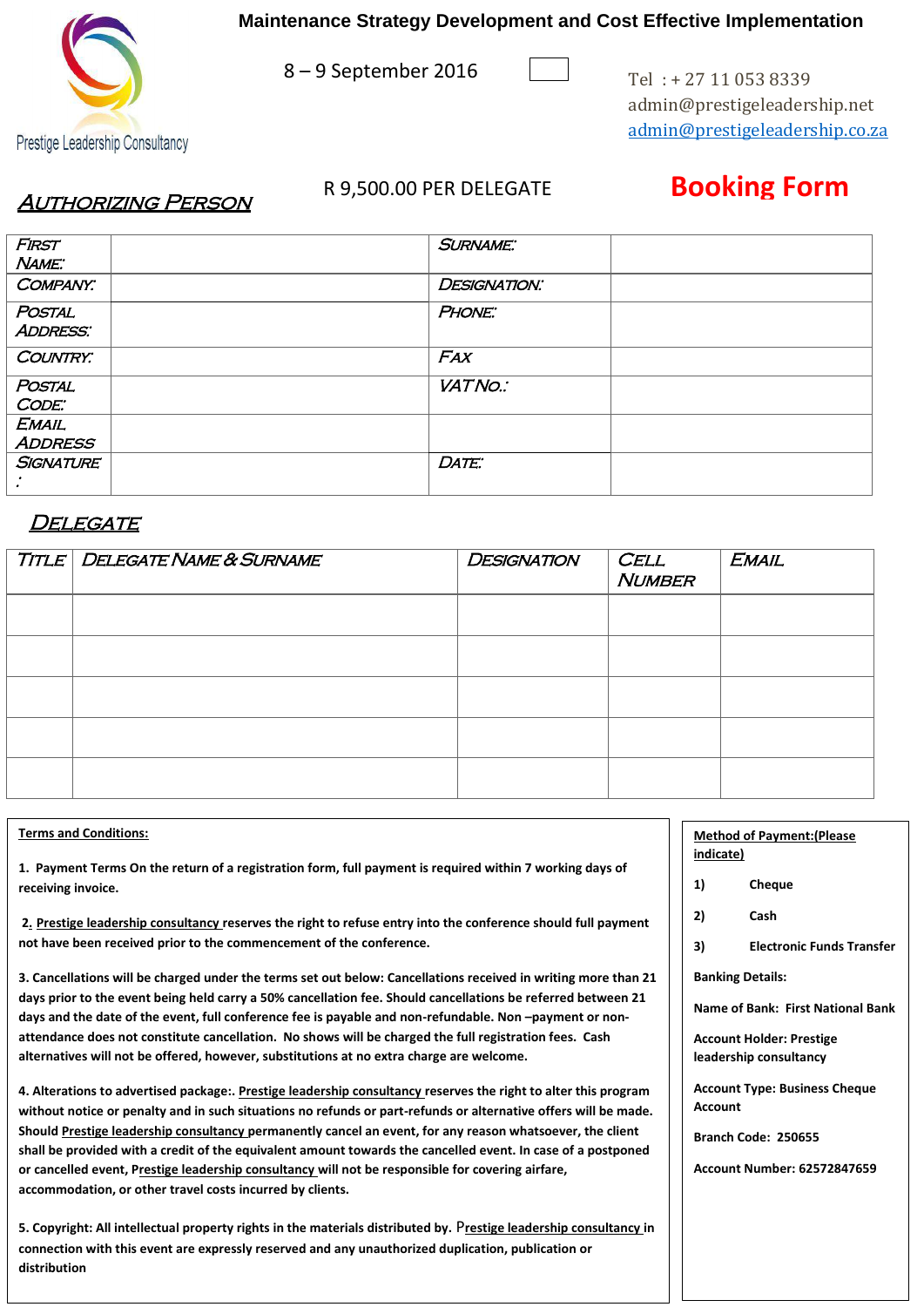Prestige Leadership Consultancy

**Maintenance Strategy Development and Cost Effective Implementation**

8 – 9 September 2016

Tel : + 27 11 053 8339
admin@prestigeleadership.net
admin@prestigeleadership.co.za

R 9,500.00 PER DELEGATE

# Booking Form

## AUTHORIZING PERSON

| | | | |
|---|---|---|---|
| FIRST NAME: | | SURNAME: | |
| COMPANY: | | DESIGNATION: | |
| POSTAL ADDRESS: | | PHONE: | |
| COUNTRY: | | FAX | |
| POSTAL CODE: | | VAT NO.: | |
| EMAIL ADDRESS | | | |
| SIGNATURE : | | DATE: | |

## DELEGATE

| TITLE | DELEGATE NAME & SURNAME | DESIGNATION | CELL NUMBER | EMAIL |
|---|---|---|---|---|
| | | | | |
| | | | | |
| | | | | |
| | | | | |
| | | | | |

**Terms and Conditions:**

**1. Payment Terms On the return of a registration form, full payment is required within 7 working days of receiving invoice.**

**2. Prestige leadership consultancy reserves the right to refuse entry into the conference should full payment not have been received prior to the commencement of the conference.**

**3. Cancellations will be charged under the terms set out below: Cancellations received in writing more than 21 days prior to the event being held carry a 50% cancellation fee. Should cancellations be referred between 21 days and the date of the event, full conference fee is payable and non-refundable. Non –payment or non-attendance does not constitute cancellation. No shows will be charged the full registration fees. Cash alternatives will not be offered, however, substitutions at no extra charge are welcome.**

**4. Alterations to advertised package:. Prestige leadership consultancy reserves the right to alter this program without notice or penalty and in such situations no refunds or part-refunds or alternative offers will be made. Should Prestige leadership consultancy permanently cancel an event, for any reason whatsoever, the client shall be provided with a credit of the equivalent amount towards the cancelled event. In case of a postponed or cancelled event, Prestige leadership consultancy will not be responsible for covering airfare, accommodation, or other travel costs incurred by clients.**

**5. Copyright: All intellectual property rights in the materials distributed by. Prestige leadership consultancy in connection with this event are expressly reserved and any unauthorized duplication, publication or distribution**

**Method of Payment:(Please indicate)**

**1) Cheque**

**2) Cash**

**3) Electronic Funds Transfer**

**Banking Details:**

**Name of Bank: First National Bank**

**Account Holder: Prestige leadership consultancy**

**Account Type: Business Cheque Account**

**Branch Code: 250655**

**Account Number: 62572847659**